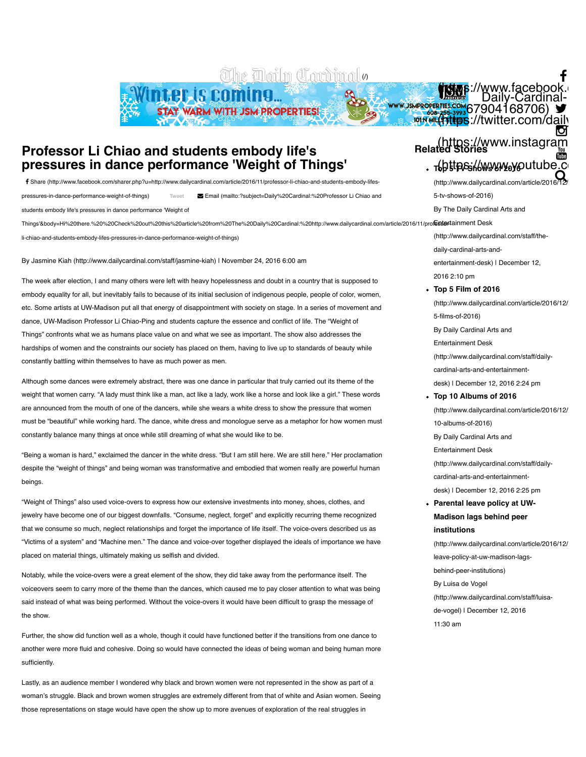# Professor Li Chiao and students embody life's pressures in dance performance 'Weight of Things'

Share (http://www.facebook.com/sharer.php?u=http://www.dailycardinal.com/article/2016/11/professor-li-chiao-and-students-embody-lifes-pressures-in-dance-performance-weight-of-things) Tweet Email (mailto:?subject=Daily%20Cardinal:%20Professor Li Chiao and students embody life's pressures in dance performance 'Weight of Things'&body=Hi%20there.%20%20Check%20out%20this%20article%20from%20The%20Daily%20Cardinal:%20http://www.dailycardinal.com/article/2016/11/professor-li-chiao-and-students-embody-lifes-pressures-in-dance-performance-weight-of-things)

By Jasmine Kiah (http://www.dailycardinal.com/staff/jasmine-kiah) | November 24, 2016 6:00 am

The week after election, I and many others were left with heavy hopelessness and doubt in a country that is supposed to embody equality for all, but inevitably fails to because of its initial seclusion of indigenous people, people of color, women, etc. Some artists at UW-Madison put all that energy of disappointment with society on stage. In a series of movement and dance, UW-Madison Professor Li Chiao-Ping and students capture the essence and conflict of life. The "Weight of Things" confronts what we as humans place value on and what we see as important. The show also addresses the hardships of women and the constraints our society has placed on them, having to live up to standards of beauty while constantly battling within themselves to have as much power as men.

Although some dances were extremely abstract, there was one dance in particular that truly carried out its theme of the weight that women carry. "A lady must think like a man, act like a lady, work like a horse and look like a girl." These words are announced from the mouth of one of the dancers, while she wears a white dress to show the pressure that women must be "beautiful" while working hard. The dance, white dress and monologue serve as a metaphor for how women must constantly balance many things at once while still dreaming of what she would like to be.

"Being a woman is hard," exclaimed the dancer in the white dress. "But I am still here. We are still here." Her proclamation despite the "weight of things" and being woman was transformative and embodied that women really are powerful human beings.

"Weight of Things" also used voice-overs to express how our extensive investments into money, shoes, clothes, and jewelry have become one of our biggest downfalls. "Consume, neglect, forget" and explicitly recurring theme recognized that we consume so much, neglect relationships and forget the importance of life itself. The voice-overs described us as "Victims of a system" and "Machine men." The dance and voice-over together displayed the ideals of importance we have placed on material things, ultimately making us selfish and divided.

Notably, while the voice-overs were a great element of the show, they did take away from the performance itself. The voiceovers seem to carry more of the theme than the dances, which caused me to pay closer attention to what was being said instead of what was being performed. Without the voice-overs it would have been difficult to grasp the message of the show.

Further, the show did function well as a whole, though it could have functioned better if the transitions from one dance to another were more fluid and cohesive. Doing so would have connected the ideas of being woman and being human more sufficiently.

Lastly, as an audience member I wondered why black and brown women were not represented in the show as part of a woman's struggle. Black and brown women struggles are extremely different from that of white and Asian women. Seeing those representations on stage would have open the show up to more avenues of exploration of the real struggles in

## Related Stories

- **Top 5 TV Shows of 2016** (http://www.dailycardinal.com/article/2016/12/top-5-tv-shows-of-2016)
  By The Daily Cardinal Arts and Entertainment Desk (http://www.dailycardinal.com/staff/the-daily-cardinal-arts-and-entertainment-desk) | December 12, 2016 2:10 pm
- **Top 5 Film of 2016** (http://www.dailycardinal.com/article/2016/12/top-5-films-of-2016)
  By Daily Cardinal Arts and Entertainment Desk (http://www.dailycardinal.com/staff/daily-cardinal-arts-and-entertainment-desk) | December 12, 2016 2:24 pm
- **Top 10 Albums of 2016** (http://www.dailycardinal.com/article/2016/12/top-10-albums-of-2016)
  By Daily Cardinal Arts and Entertainment Desk (http://www.dailycardinal.com/staff/daily-cardinal-arts-and-entertainment-desk) | December 12, 2016 2:25 pm
- **Parental leave policy at UW-Madison lags behind peer institutions** (http://www.dailycardinal.com/article/2016/12/parental-leave-policy-at-uw-madison-lags-behind-peer-institutions)
  By Luisa de Vogel (http://www.dailycardinal.com/staff/luisa-de-vogel) | December 12, 2016 11:30 am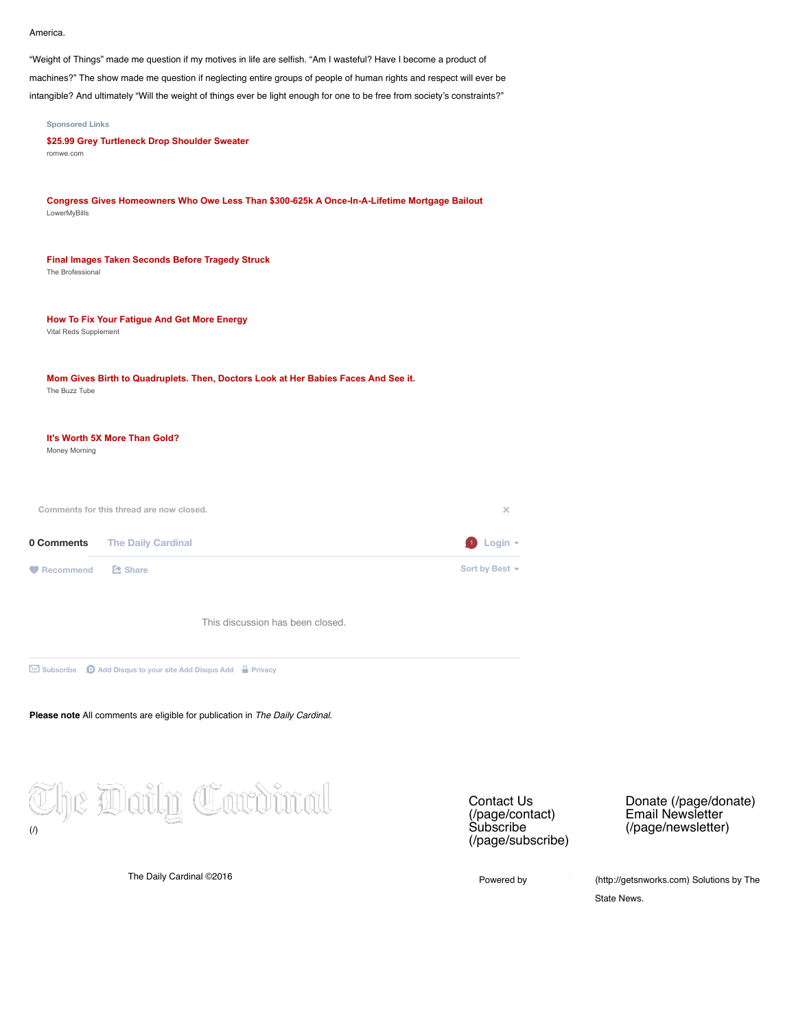America.

“Weight of Things” made me question if my motives in life are selfish. “Am I wasteful? Have I become a product of machines?” The show made me question if neglecting entire groups of people of human rights and respect will ever be intangible? And ultimately “Will the weight of things ever be light enough for one to be free from society’s constraints?”

Sponsored Links

**$25.99 Grey Turtleneck Drop Shoulder Sweater**
romwe.com

**Congress Gives Homeowners Who Owe Less Than $300-625k A Once-In-A-Lifetime Mortgage Bailout**
LowerMyBills

**Final Images Taken Seconds Before Tragedy Struck**
The Professional

**How To Fix Your Fatigue And Get More Energy**
Vital Reds Supplement

**Mom Gives Birth to Quadruplets. Then, Doctors Look at Her Babies Faces And See it.**
The Buzz Tube

**It's Worth 5X More Than Gold?**
Money Morning

Comments for this thread are now closed.

**0 Comments** The Daily Cardinal Login

Recommend Share Sort by Best

This discussion has been closed.

Subscribe Add Disqus to your site Add Disqus Add Privacy

**Please note** All comments are eligible for publication in *The Daily Cardinal*.

The Daily Cardinal (/)

Contact Us (/page/contact)
Subscribe (/page/subscribe)
Donate (/page/donate)
Email Newsletter (/page/newsletter)

The Daily Cardinal ©2016

Powered by (http://getsnworks.com) Solutions by The State News.